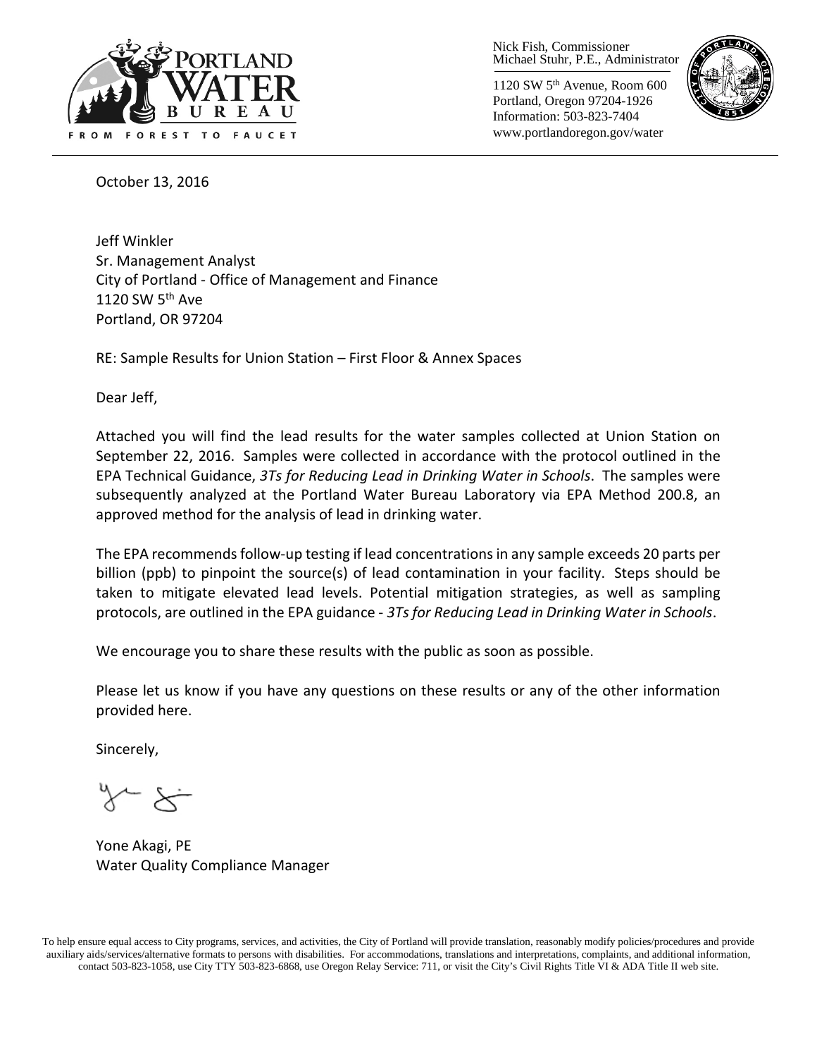PORTLAND WATER BUREAU

FROM FOREST TO FAUCET

Nick Fish, Commissioner
Michael Stuhr, P.E., Administrator

1120 SW 5th Avenue, Room 600
Portland, Oregon 97204-1926
Information: 503-823-7404
www.portlandoregon.gov/water

October 13, 2016

Jeff Winkler
Sr. Management Analyst
City of Portland - Office of Management and Finance
1120 SW 5th Ave
Portland, OR 97204

RE: Sample Results for Union Station – First Floor & Annex Spaces

Dear Jeff,

Attached you will find the lead results for the water samples collected at Union Station on September 22, 2016. Samples were collected in accordance with the protocol outlined in the EPA Technical Guidance, *3Ts for Reducing Lead in Drinking Water in Schools*. The samples were subsequently analyzed at the Portland Water Bureau Laboratory via EPA Method 200.8, an approved method for the analysis of lead in drinking water.

The EPA recommends follow-up testing if lead concentrations in any sample exceeds 20 parts per billion (ppb) to pinpoint the source(s) of lead contamination in your facility. Steps should be taken to mitigate elevated lead levels. Potential mitigation strategies, as well as sampling protocols, are outlined in the EPA guidance - *3Ts for Reducing Lead in Drinking Water in Schools*.

We encourage you to share these results with the public as soon as possible.

Please let us know if you have any questions on these results or any of the other information provided here.

Sincerely,

Yone Akagi, PE
Water Quality Compliance Manager

To help ensure equal access to City programs, services, and activities, the City of Portland will provide translation, reasonably modify policies/procedures and provide auxiliary aids/services/alternative formats to persons with disabilities. For accommodations, translations and interpretations, complaints, and additional information, contact 503-823-1058, use City TTY 503-823-6868, use Oregon Relay Service: 711, or visit the City's Civil Rights Title VI & ADA Title II web site.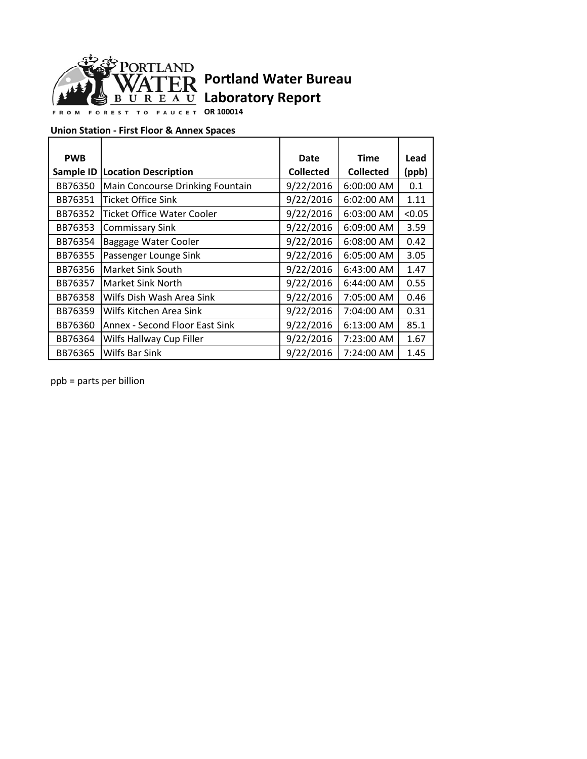PORTLAND WATER BUREAU

FROM FOREST TO FAUCET

# Portland Water Bureau
# Laboratory Report

**OR 100014**

**Union Station - First Floor & Annex Spaces**

| PWB Sample ID | Location Description | Date Collected | Time Collected | Lead (ppb) |
|---|---|---|---|---|
| BB76350 | Main Concourse Drinking Fountain | 9/22/2016 | 6:00:00 AM | 0.1 |
| BB76351 | Ticket Office Sink | 9/22/2016 | 6:02:00 AM | 1.11 |
| BB76352 | Ticket Office Water Cooler | 9/22/2016 | 6:03:00 AM | <0.05 |
| BB76353 | Commissary Sink | 9/22/2016 | 6:09:00 AM | 3.59 |
| BB76354 | Baggage Water Cooler | 9/22/2016 | 6:08:00 AM | 0.42 |
| BB76355 | Passenger Lounge Sink | 9/22/2016 | 6:05:00 AM | 3.05 |
| BB76356 | Market Sink South | 9/22/2016 | 6:43:00 AM | 1.47 |
| BB76357 | Market Sink North | 9/22/2016 | 6:44:00 AM | 0.55 |
| BB76358 | Wilfs Dish Wash Area Sink | 9/22/2016 | 7:05:00 AM | 0.46 |
| BB76359 | Wilfs Kitchen Area Sink | 9/22/2016 | 7:04:00 AM | 0.31 |
| BB76360 | Annex - Second Floor East Sink | 9/22/2016 | 6:13:00 AM | 85.1 |
| BB76364 | Wilfs Hallway Cup Filler | 9/22/2016 | 7:23:00 AM | 1.67 |
| BB76365 | Wilfs Bar Sink | 9/22/2016 | 7:24:00 AM | 1.45 |

ppb = parts per billion